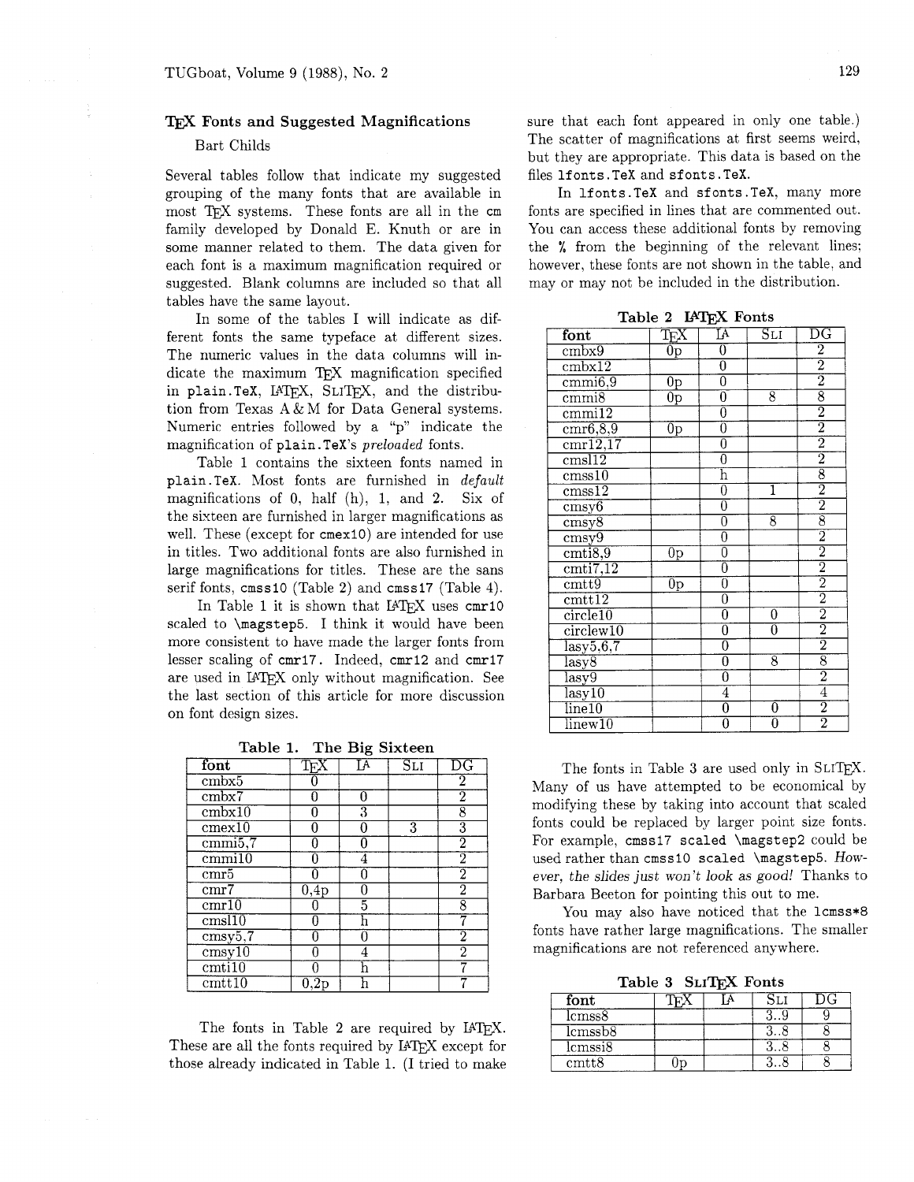# TeX Fonts and Suggested Magnifications

Bart Childs

Several tables follow that indicate my suggested grouping of the many fonts that are available in most TeX systems. These fonts are all in the cm family developed by Donald E. Knuth or are in some manner related to them. The data given for each font is a maximum magnification required or suggested. Blank columns are included so that all tables have the same layout.

In some of the tables I will indicate as different fonts the same typeface at different sizes. The numeric values in the data columns will indicate the maximum TeX magnification specified in `plain.TeX`, LaTeX, SliTeX, and the distribution from Texas A & M for Data General systems. Numeric entries followed by a "p" indicate the magnification of `plain.TeX`'s *preloaded* fonts.

Table 1 contains the sixteen fonts named in `plain.TeX`. Most fonts are furnished in *default* magnifications of 0, half (h), 1, and 2. Six of the sixteen are furnished in larger magnifications as well. These (except for `cmex10`) are intended for use in titles. Two additional fonts are also furnished in large magnifications for titles. These are the sans serif fonts, `cmss10` (Table 2) and `cmss17` (Table 4).

In Table 1 it is shown that LaTeX uses `cmr10` scaled to `\magstep5`. I think it would have been more consistent to have made the larger fonts from lesser scaling of `cmr17`. Indeed, `cmr12` and `cmr17` are used in LaTeX only without magnification. See the last section of this article for more discussion on font design sizes.

**Table 1. The Big Sixteen**

| font | TeX | LA | SLI | DG |
|---|---|---|---|---|
| cmbx5 | 0 | | | 2 |
| cmbx7 | 0 | 0 | | 2 |
| cmbx10 | 0 | 3 | | 8 |
| cmex10 | 0 | 0 | 3 | 3 |
| cmmi5,7 | 0 | 0 | | 2 |
| cmmi10 | 0 | 4 | | 2 |
| cmr5 | 0 | 0 | | 2 |
| cmr7 | 0,4p | 0 | | 2 |
| cmr10 | 0 | 5 | | 8 |
| cmsl10 | 0 | h | | 7 |
| cmsy5,7 | 0 | 0 | | 2 |
| cmsy10 | 0 | 4 | | 2 |
| cmti10 | 0 | h | | 7 |
| cmtt10 | 0,2p | h | | 7 |

The fonts in Table 2 are required by LaTeX. These are all the fonts required by LaTeX except for those already indicated in Table 1. (I tried to make sure that each font appeared in only one table.) The scatter of magnifications at first seems weird, but they are appropriate. This data is based on the files `lfonts.TeX` and `sfonts.TeX`.

In `lfonts.TeX` and `sfonts.TeX`, many more fonts are specified in lines that are commented out. You can access these additional fonts by removing the `%` from the beginning of the relevant lines; however, these fonts are not shown in the table, and may or may not be included in the distribution.

**Table 2 LaTeX Fonts**

| font | TeX | LA | SLI | DG |
|---|---|---|---|---|
| cmbx9 | 0p | 0 | | 2 |
| cmbx12 | | 0 | | 2 |
| cmmi6,9 | 0p | 0 | | 2 |
| cmmi8 | 0p | 0 | 8 | 8 |
| cmmi12 | | 0 | | 2 |
| cmr6,8,9 | 0p | 0 | | 2 |
| cmr12,17 | | 0 | | 2 |
| cmsl12 | | 0 | | 2 |
| cmss10 | | h | | 8 |
| cmss12 | | 0 | 1 | 2 |
| cmsy6 | | 0 | | 2 |
| cmsy8 | | 0 | 8 | 8 |
| cmsy9 | | 0 | | 2 |
| cmti8,9 | 0p | 0 | | 2 |
| cmti7,12 | | 0 | | 2 |
| cmtt9 | 0p | 0 | | 2 |
| cmtt12 | | 0 | | 2 |
| circle10 | | 0 | 0 | 2 |
| circlew10 | | 0 | 0 | 2 |
| lasy5,6,7 | | 0 | | 2 |
| lasy8 | | 0 | 8 | 8 |
| lasy9 | | 0 | | 2 |
| lasy10 | | 4 | | 4 |
| line10 | | 0 | 0 | 2 |
| linew10 | | 0 | 0 | 2 |

The fonts in Table 3 are used only in SliTeX. Many of us have attempted to be economical by modifying these by taking into account that scaled fonts could be replaced by larger point size fonts. For example, `cmss17 scaled \magstep2` could be used rather than `cmss10 scaled \magstep5`. *However, the slides just won't look as good!* Thanks to Barbara Beeton for pointing this out to me.

You may also have noticed that the `lcmss*8` fonts have rather large magnifications. The smaller magnifications are not referenced anywhere.

**Table 3 SliTeX Fonts**

| font | TeX | LA | SLI | DG |
|---|---|---|---|---|
| lcmss8 | | | 3..9 | 9 |
| lcmssb8 | | | 3..8 | 8 |
| lcmssi8 | | | 3..8 | 8 |
| cmtt8 | 0p | | 3..8 | 8 |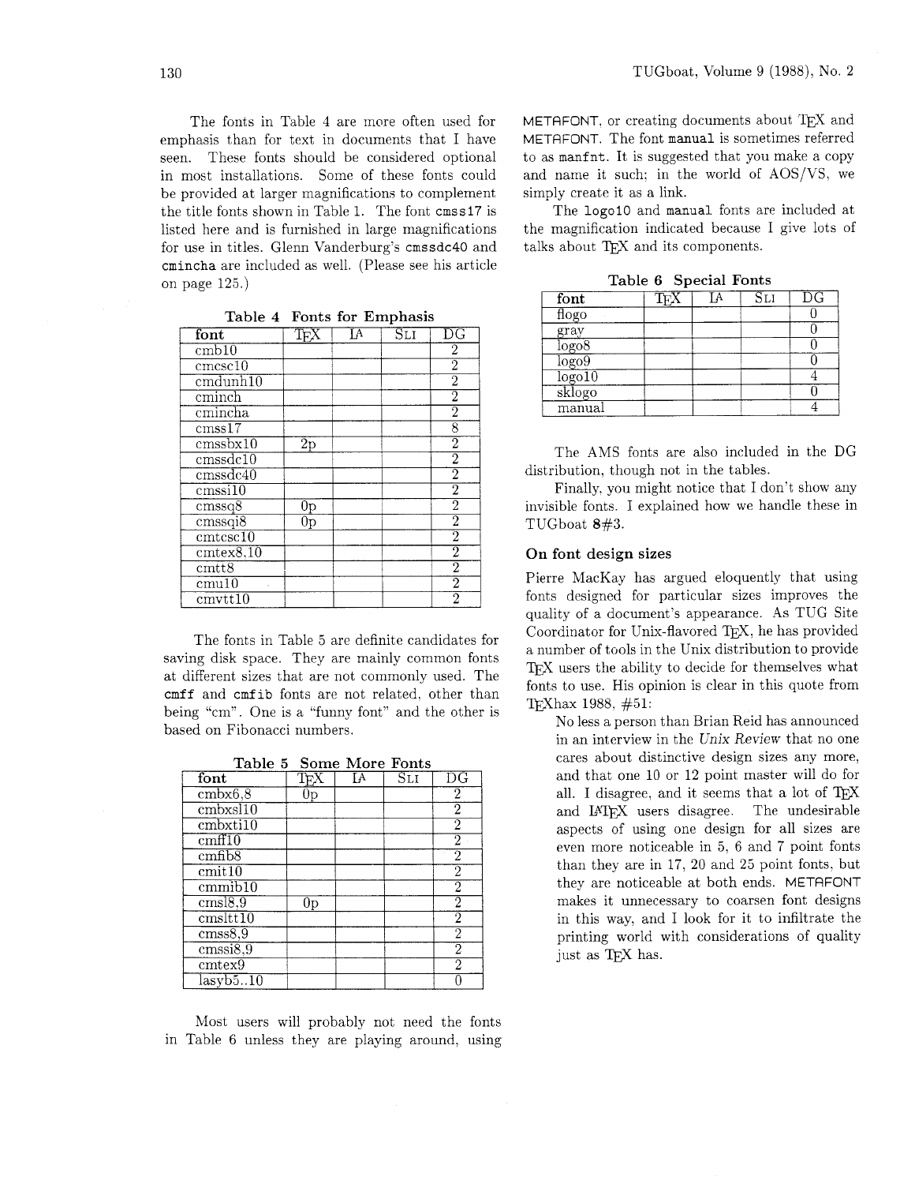The fonts in Table 4 are more often used for emphasis than for text in documents that I have seen. These fonts should be considered optional in most installations. Some of these fonts could be provided at larger magnifications to complement the title fonts shown in Table 1. The font `cmss17` is listed here and is furnished in large magnifications for use in titles. Glenn Vanderburg's `cmssdc40` and `cmincha` are included as well. (Please see his article on page 125.)

**Table 4 Fonts for Emphasis**

| font | TeX | LA | SLI | DG |
|---|---|---|---|---|
| cmb10 | | | | 2 |
| cmcsc10 | | | | 2 |
| cmdunh10 | | | | 2 |
| cminch | | | | 2 |
| cmincha | | | | 2 |
| cmss17 | | | | 8 |
| cmssbx10 | 2p | | | 2 |
| cmssdc10 | | | | 2 |
| cmssdc40 | | | | 2 |
| cmssi10 | | | | 2 |
| cmssq8 | 0p | | | 2 |
| cmssqi8 | 0p | | | 2 |
| cmtcsc10 | | | | 2 |
| cmtex8,10 | | | | 2 |
| cmtt8 | | | | 2 |
| cmu10 | | | | 2 |
| cmvtt10 | | | | 2 |

The fonts in Table 5 are definite candidates for saving disk space. They are mainly common fonts at different sizes that are not commonly used. The `cmff` and `cmfib` fonts are not related, other than being "cm". One is a "funny font" and the other is based on Fibonacci numbers.

**Table 5 Some More Fonts**

| font | TeX | LA | SLI | DG |
|---|---|---|---|---|
| cmbx6,8 | 0p | | | 2 |
| cmbxsl10 | | | | 2 |
| cmbxti10 | | | | 2 |
| cmff10 | | | | 2 |
| cmfib8 | | | | 2 |
| cmit10 | | | | 2 |
| cmmib10 | | | | 2 |
| cmsl8,9 | 0p | | | 2 |
| cmsltt10 | | | | 2 |
| cmss8,9 | | | | 2 |
| cmssi8,9 | | | | 2 |
| cmtex9 | | | | 2 |
| lasyb5..10 | | | | 0 |

Most users will probably not need the fonts in Table 6 unless they are playing around, using METAFONT, or creating documents about TeX and METAFONT. The font `manual` is sometimes referred to as `manfnt`. It is suggested that you make a copy and name it such; in the world of AOS/VS, we simply create it as a link.

The `logo10` and `manual` fonts are included at the magnification indicated because I give lots of talks about TeX and its components.

**Table 6 Special Fonts**

| font | TeX | LA | SLI | DG |
|---|---|---|---|---|
| flogo | | | | 0 |
| gray | | | | 0 |
| logo8 | | | | 0 |
| logo9 | | | | 0 |
| logo10 | | | | 4 |
| sklogo | | | | 0 |
| manual | | | | 4 |

The AMS fonts are also included in the DG distribution, though not in the tables.

Finally, you might notice that I don't show any invisible fonts. I explained how we handle these in TUGboat **8**#3.

### On font design sizes

Pierre MacKay has argued eloquently that using fonts designed for particular sizes improves the quality of a document's appearance. As TUG Site Coordinator for Unix-flavored TeX, he has provided a number of tools in the Unix distribution to provide TeX users the ability to decide for themselves what fonts to use. His opinion is clear in this quote from TeXhax 1988, #51:

> No less a person than Brian Reid has announced in an interview in the *Unix Review* that no one cares about distinctive design sizes any more, and that one 10 or 12 point master will do for all. I disagree, and it seems that a lot of TeX and LaTeX users disagree. The undesirable aspects of using one design for all sizes are even more noticeable in 5, 6 and 7 point fonts than they are in 17, 20 and 25 point fonts, but they are noticeable at both ends. METAFONT makes it unnecessary to coarsen font designs in this way, and I look for it to infiltrate the printing world with considerations of quality just as TeX has.